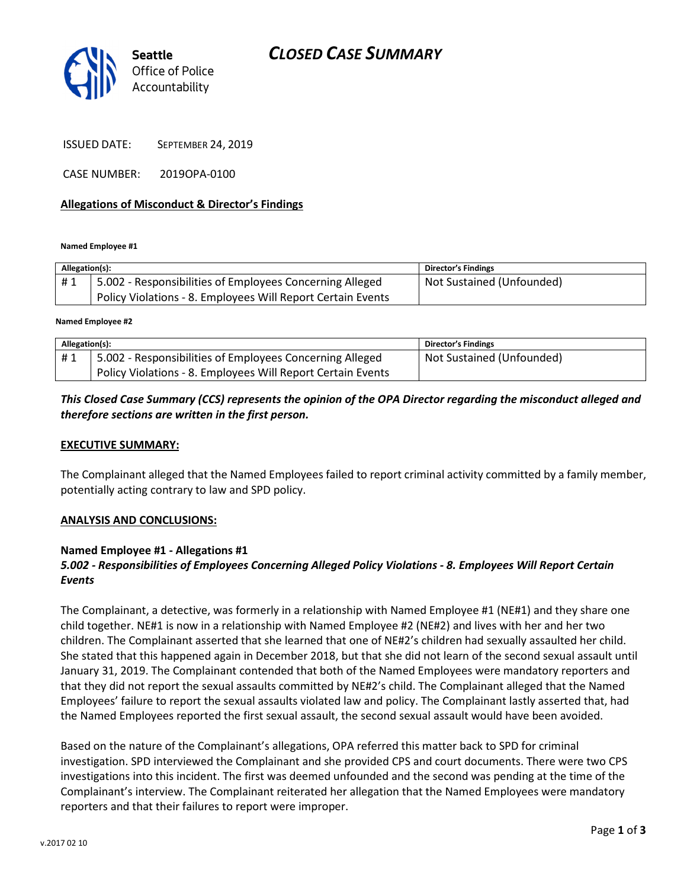Seattle Office of Police Accountability

# CLOSED CASE SUMMARY

ISSUED DATE: SEPTEMBER 24, 2019

CASE NUMBER: 2019OPA-0100

## Allegations of Misconduct & Director's Findings

**Named Employee #1**

| Allegation(s): | | Director's Findings |
|---|---|---|
| # 1 | 5.002 - Responsibilities of Employees Concerning Alleged Policy Violations - 8. Employees Will Report Certain Events | Not Sustained (Unfounded) |

**Named Employee #2**

| Allegation(s): | | Director's Findings |
|---|---|---|
| # 1 | 5.002 - Responsibilities of Employees Concerning Alleged Policy Violations - 8. Employees Will Report Certain Events | Not Sustained (Unfounded) |

***This Closed Case Summary (CCS) represents the opinion of the OPA Director regarding the misconduct alleged and therefore sections are written in the first person.***

## EXECUTIVE SUMMARY:

The Complainant alleged that the Named Employees failed to report criminal activity committed by a family member, potentially acting contrary to law and SPD policy.

## ANALYSIS AND CONCLUSIONS:

### Named Employee #1 - Allegations #1
***5.002 - Responsibilities of Employees Concerning Alleged Policy Violations - 8. Employees Will Report Certain Events***

The Complainant, a detective, was formerly in a relationship with Named Employee #1 (NE#1) and they share one child together. NE#1 is now in a relationship with Named Employee #2 (NE#2) and lives with her and her two children. The Complainant asserted that she learned that one of NE#2's children had sexually assaulted her child. She stated that this happened again in December 2018, but that she did not learn of the second sexual assault until January 31, 2019. The Complainant contended that both of the Named Employees were mandatory reporters and that they did not report the sexual assaults committed by NE#2's child. The Complainant alleged that the Named Employees' failure to report the sexual assaults violated law and policy. The Complainant lastly asserted that, had the Named Employees reported the first sexual assault, the second sexual assault would have been avoided.

Based on the nature of the Complainant's allegations, OPA referred this matter back to SPD for criminal investigation. SPD interviewed the Complainant and she provided CPS and court documents. There were two CPS investigations into this incident. The first was deemed unfounded and the second was pending at the time of the Complainant's interview. The Complainant reiterated her allegation that the Named Employees were mandatory reporters and that their failures to report were improper.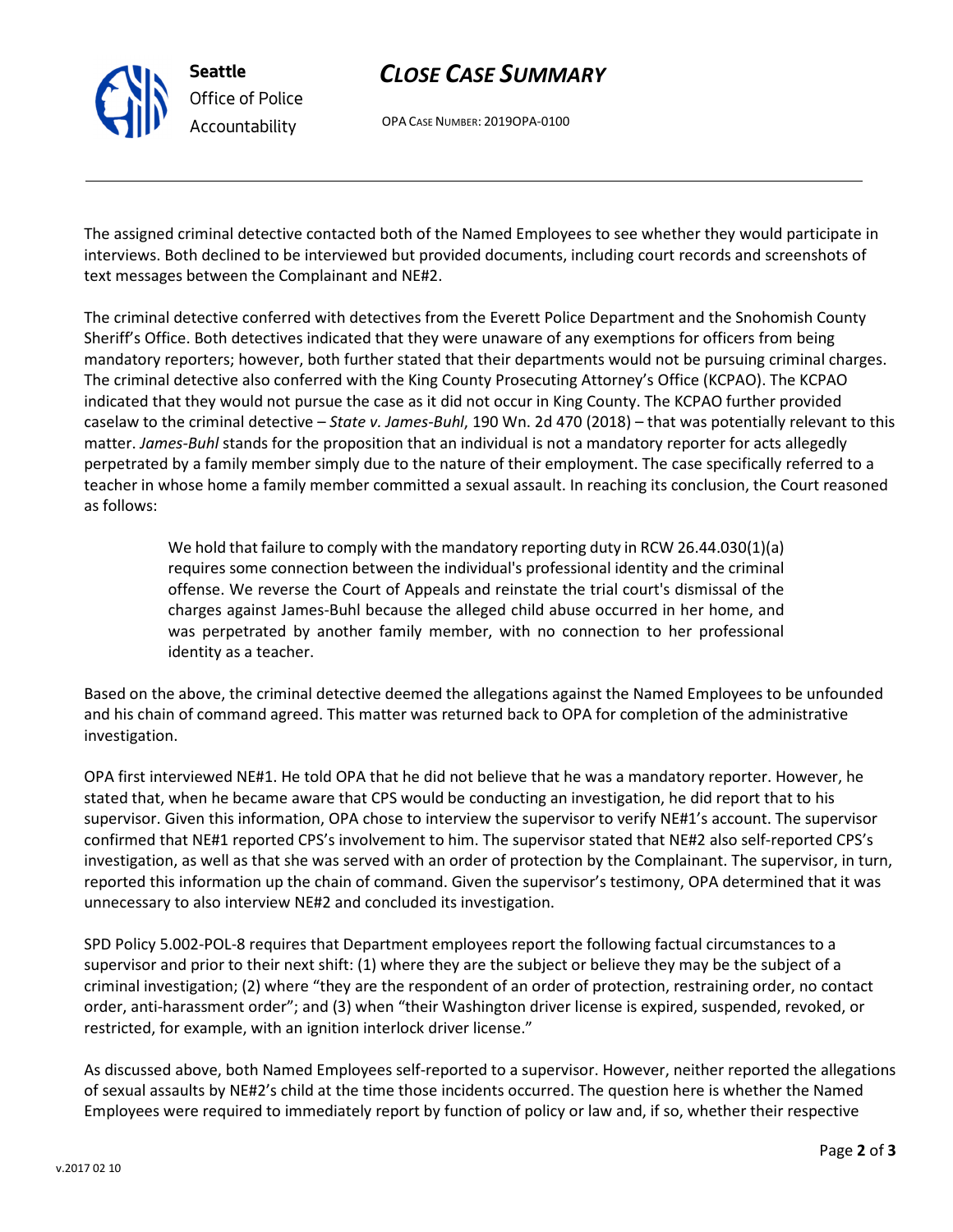The assigned criminal detective contacted both of the Named Employees to see whether they would participate in interviews. Both declined to be interviewed but provided documents, including court records and screenshots of text messages between the Complainant and NE#2.

The criminal detective conferred with detectives from the Everett Police Department and the Snohomish County Sheriff's Office. Both detectives indicated that they were unaware of any exemptions for officers from being mandatory reporters; however, both further stated that their departments would not be pursuing criminal charges. The criminal detective also conferred with the King County Prosecuting Attorney's Office (KCPAO). The KCPAO indicated that they would not pursue the case as it did not occur in King County. The KCPAO further provided caselaw to the criminal detective – *State v. James-Buhl*, 190 Wn. 2d 470 (2018) – that was potentially relevant to this matter. *James-Buhl* stands for the proposition that an individual is not a mandatory reporter for acts allegedly perpetrated by a family member simply due to the nature of their employment. The case specifically referred to a teacher in whose home a family member committed a sexual assault. In reaching its conclusion, the Court reasoned as follows:

> We hold that failure to comply with the mandatory reporting duty in RCW 26.44.030(1)(a) requires some connection between the individual's professional identity and the criminal offense. We reverse the Court of Appeals and reinstate the trial court's dismissal of the charges against James-Buhl because the alleged child abuse occurred in her home, and was perpetrated by another family member, with no connection to her professional identity as a teacher.

Based on the above, the criminal detective deemed the allegations against the Named Employees to be unfounded and his chain of command agreed. This matter was returned back to OPA for completion of the administrative investigation.

OPA first interviewed NE#1. He told OPA that he did not believe that he was a mandatory reporter. However, he stated that, when he became aware that CPS would be conducting an investigation, he did report that to his supervisor. Given this information, OPA chose to interview the supervisor to verify NE#1's account. The supervisor confirmed that NE#1 reported CPS's involvement to him. The supervisor stated that NE#2 also self-reported CPS's investigation, as well as that she was served with an order of protection by the Complainant. The supervisor, in turn, reported this information up the chain of command. Given the supervisor's testimony, OPA determined that it was unnecessary to also interview NE#2 and concluded its investigation.

SPD Policy 5.002-POL-8 requires that Department employees report the following factual circumstances to a supervisor and prior to their next shift: (1) where they are the subject or believe they may be the subject of a criminal investigation; (2) where "they are the respondent of an order of protection, restraining order, no contact order, anti-harassment order"; and (3) when "their Washington driver license is expired, suspended, revoked, or restricted, for example, with an ignition interlock driver license."

As discussed above, both Named Employees self-reported to a supervisor. However, neither reported the allegations of sexual assaults by NE#2's child at the time those incidents occurred. The question here is whether the Named Employees were required to immediately report by function of policy or law and, if so, whether their respective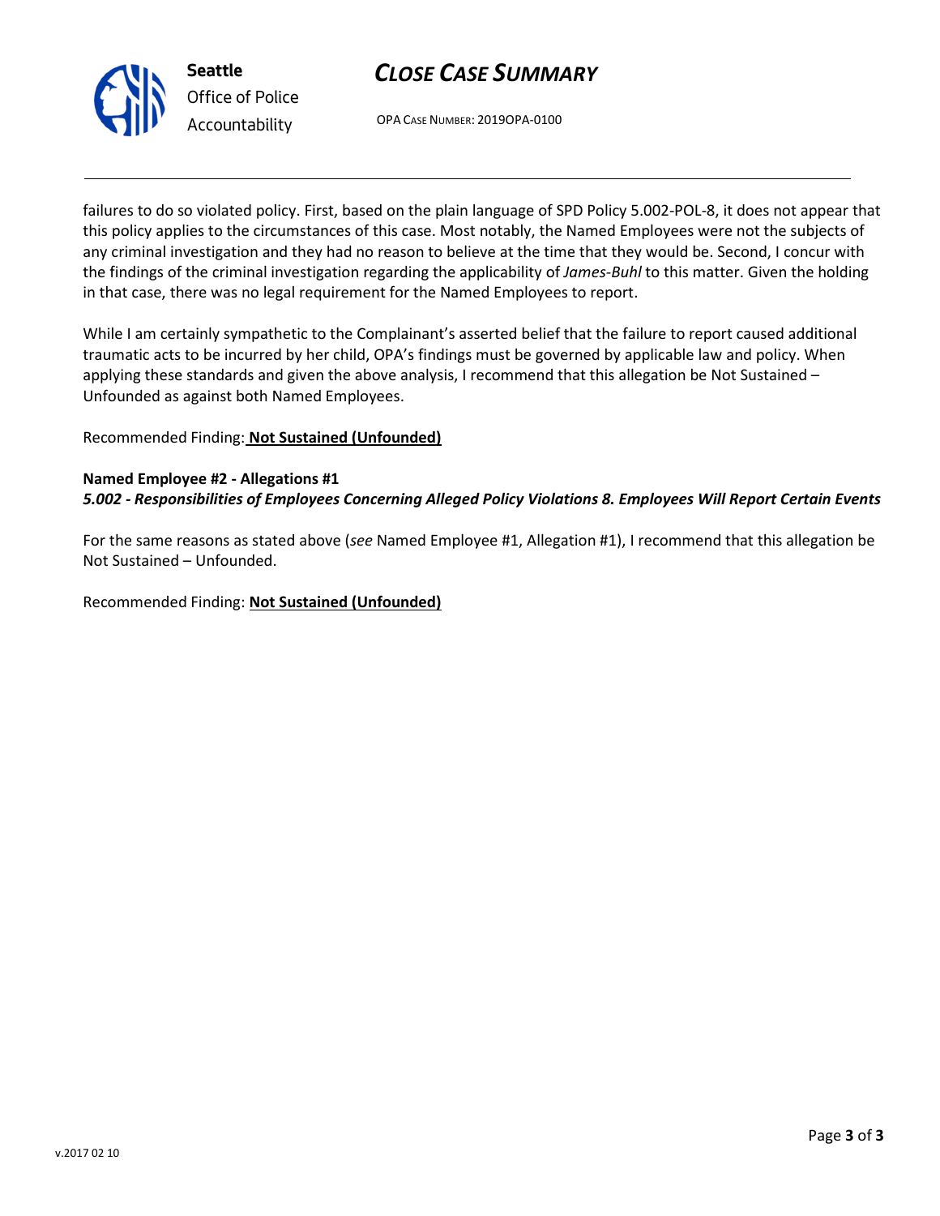failures to do so violated policy. First, based on the plain language of SPD Policy 5.002-POL-8, it does not appear that this policy applies to the circumstances of this case. Most notably, the Named Employees were not the subjects of any criminal investigation and they had no reason to believe at the time that they would be. Second, I concur with the findings of the criminal investigation regarding the applicability of *James-Buhl* to this matter. Given the holding in that case, there was no legal requirement for the Named Employees to report.

While I am certainly sympathetic to the Complainant's asserted belief that the failure to report caused additional traumatic acts to be incurred by her child, OPA's findings must be governed by applicable law and policy. When applying these standards and given the above analysis, I recommend that this allegation be Not Sustained – Unfounded as against both Named Employees.

Recommended Finding: **Not Sustained (Unfounded)**

**Named Employee #2 - Allegations #1**
***5.002 - Responsibilities of Employees Concerning Alleged Policy Violations 8. Employees Will Report Certain Events***

For the same reasons as stated above (*see* Named Employee #1, Allegation #1), I recommend that this allegation be Not Sustained – Unfounded.

Recommended Finding: **Not Sustained (Unfounded)**